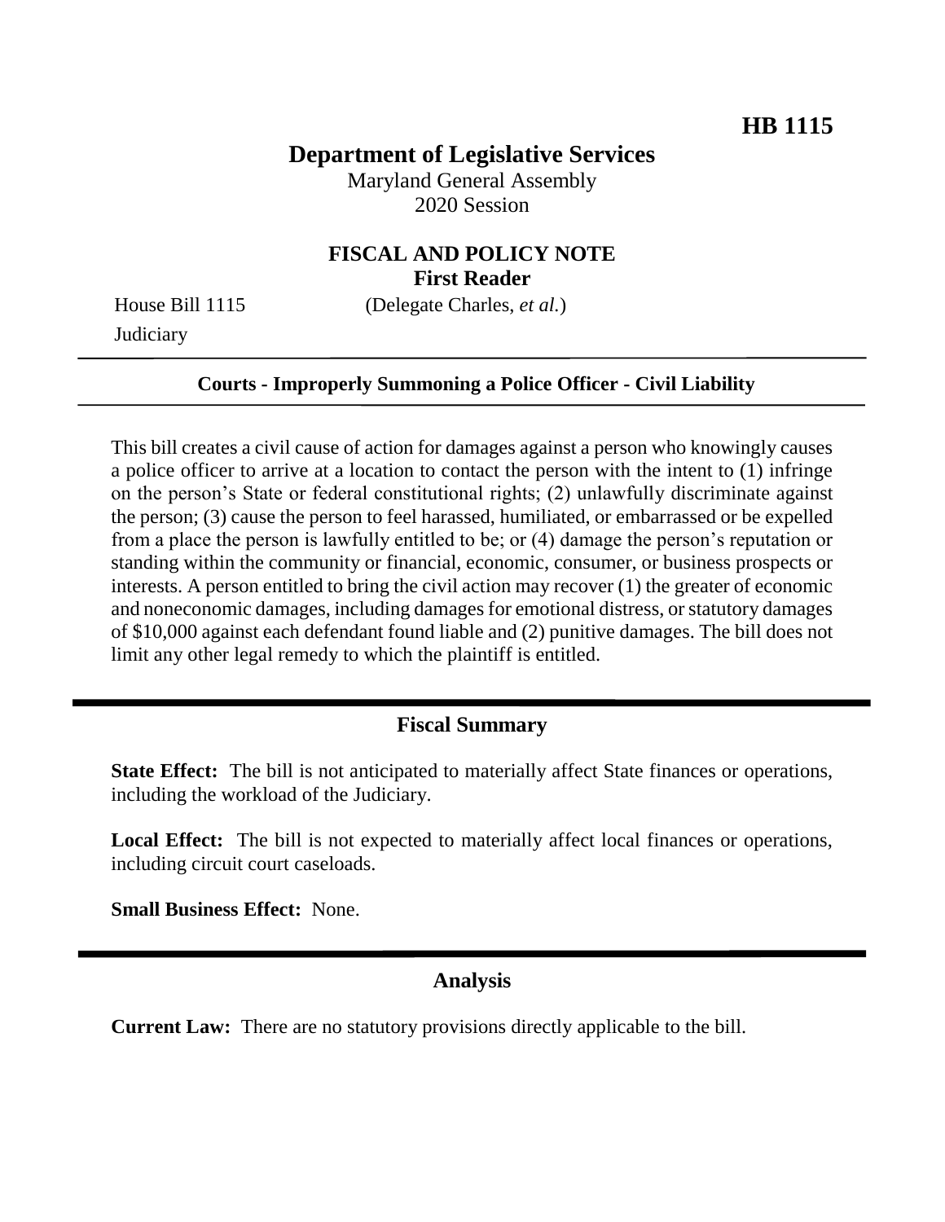**HB 1115**

# Department of Legislative Services

Maryland General Assembly
2020 Session

## FISCAL AND POLICY NOTE
**First Reader**

House Bill 1115 (Delegate Charles, *et al.*)
Judiciary

---

**Courts - Improperly Summoning a Police Officer - Civil Liability**

---

This bill creates a civil cause of action for damages against a person who knowingly causes a police officer to arrive at a location to contact the person with the intent to (1) infringe on the person's State or federal constitutional rights; (2) unlawfully discriminate against the person; (3) cause the person to feel harassed, humiliated, or embarrassed or be expelled from a place the person is lawfully entitled to be; or (4) damage the person's reputation or standing within the community or financial, economic, consumer, or business prospects or interests. A person entitled to bring the civil action may recover (1) the greater of economic and noneconomic damages, including damages for emotional distress, or statutory damages of $10,000 against each defendant found liable and (2) punitive damages. The bill does not limit any other legal remedy to which the plaintiff is entitled.

---

## Fiscal Summary

**State Effect:** The bill is not anticipated to materially affect State finances or operations, including the workload of the Judiciary.

**Local Effect:** The bill is not expected to materially affect local finances or operations, including circuit court caseloads.

**Small Business Effect:** None.

---

## Analysis

**Current Law:** There are no statutory provisions directly applicable to the bill.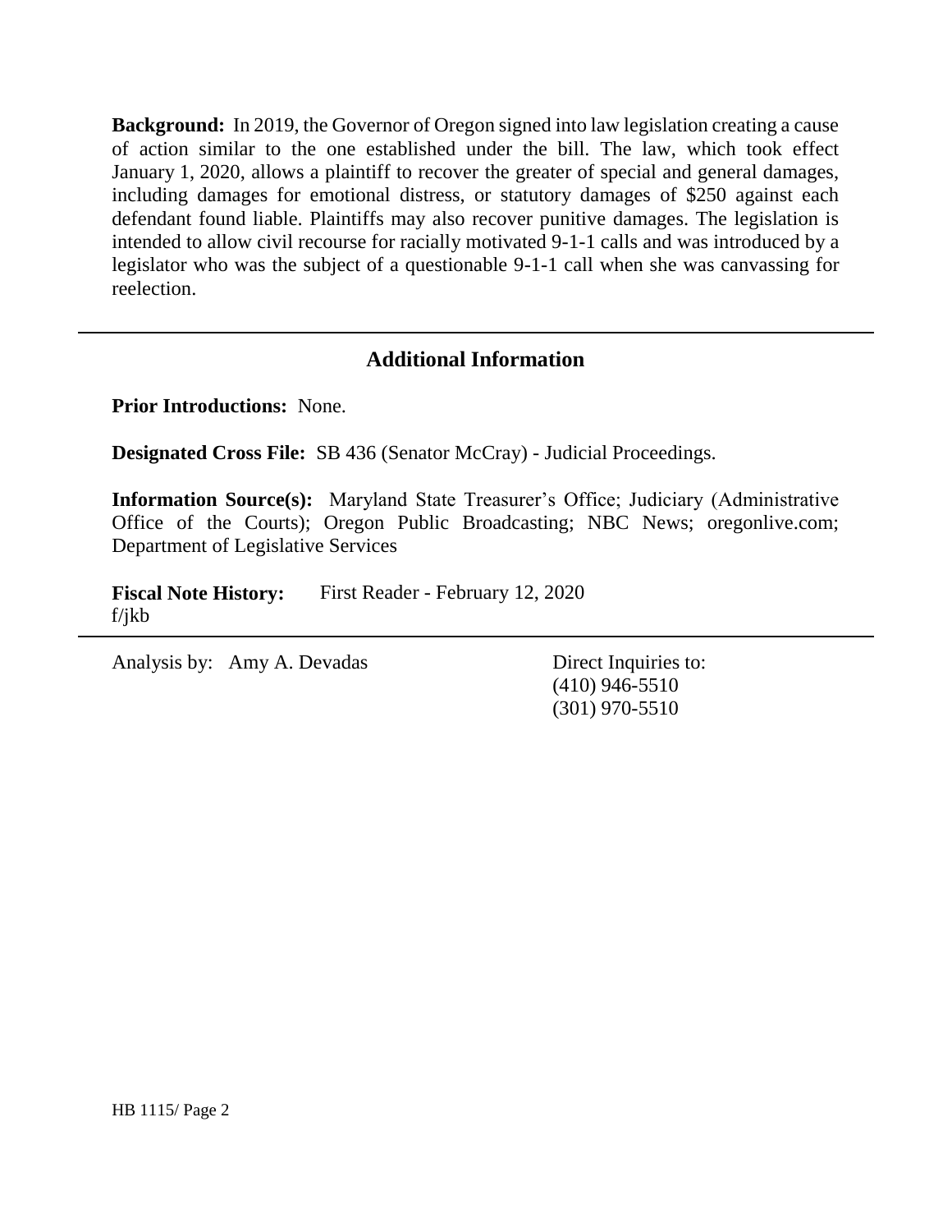**Background:** In 2019, the Governor of Oregon signed into law legislation creating a cause of action similar to the one established under the bill. The law, which took effect January 1, 2020, allows a plaintiff to recover the greater of special and general damages, including damages for emotional distress, or statutory damages of $250 against each defendant found liable. Plaintiffs may also recover punitive damages. The legislation is intended to allow civil recourse for racially motivated 9-1-1 calls and was introduced by a legislator who was the subject of a questionable 9-1-1 call when she was canvassing for reelection.

---

## Additional Information

**Prior Introductions:** None.

**Designated Cross File:** SB 436 (Senator McCray) - Judicial Proceedings.

**Information Source(s):** Maryland State Treasurer's Office; Judiciary (Administrative Office of the Courts); Oregon Public Broadcasting; NBC News; oregonlive.com; Department of Legislative Services

**Fiscal Note History:** First Reader - February 12, 2020
f/jkb

---

Analysis by: Amy A. Devadas

Direct Inquiries to:
(410) 946-5510
(301) 970-5510